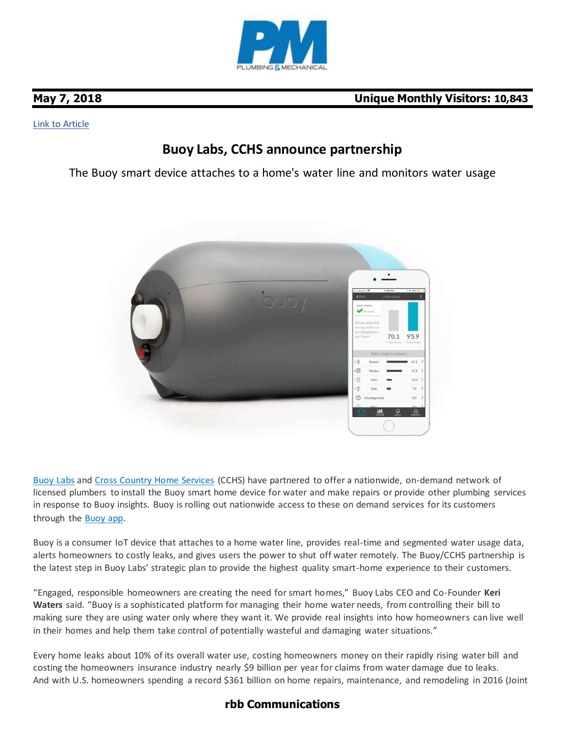**May 7, 2018** **Unique Monthly Visitors: 10,843**

[Link to Article]

## Buoy Labs, CCHS announce partnership

The Buoy smart device attaches to a home's water line and monitors water usage

[Buoy Labs] and [Cross Country Home Services] (CCHS) have partnered to offer a nationwide, on-demand network of licensed plumbers to install the Buoy smart home device for water and make repairs or provide other plumbing services in response to Buoy insights. Buoy is rolling out nationwide access to these on demand services for its customers through the [Buoy app].

Buoy is a consumer IoT device that attaches to a home water line, provides real-time and segmented water usage data, alerts homeowners to costly leaks, and gives users the power to shut off water remotely. The Buoy/CCHS partnership is the latest step in Buoy Labs' strategic plan to provide the highest quality smart-home experience to their customers.

"Engaged, responsible homeowners are creating the need for smart homes," Buoy Labs CEO and Co-Founder **Keri Waters** said. "Buoy is a sophisticated platform for managing their home water needs, from controlling their bill to making sure they are using water only where they want it. We provide real insights into how homeowners can live well in their homes and help them take control of potentially wasteful and damaging water situations."

Every home leaks about 10% of its overall water use, costing homeowners money on their rapidly rising water bill and costing the homeowners insurance industry nearly $9 billion per year for claims from water damage due to leaks. And with U.S. homeowners spending a record $361 billion on home repairs, maintenance, and remodeling in 2016 (Joint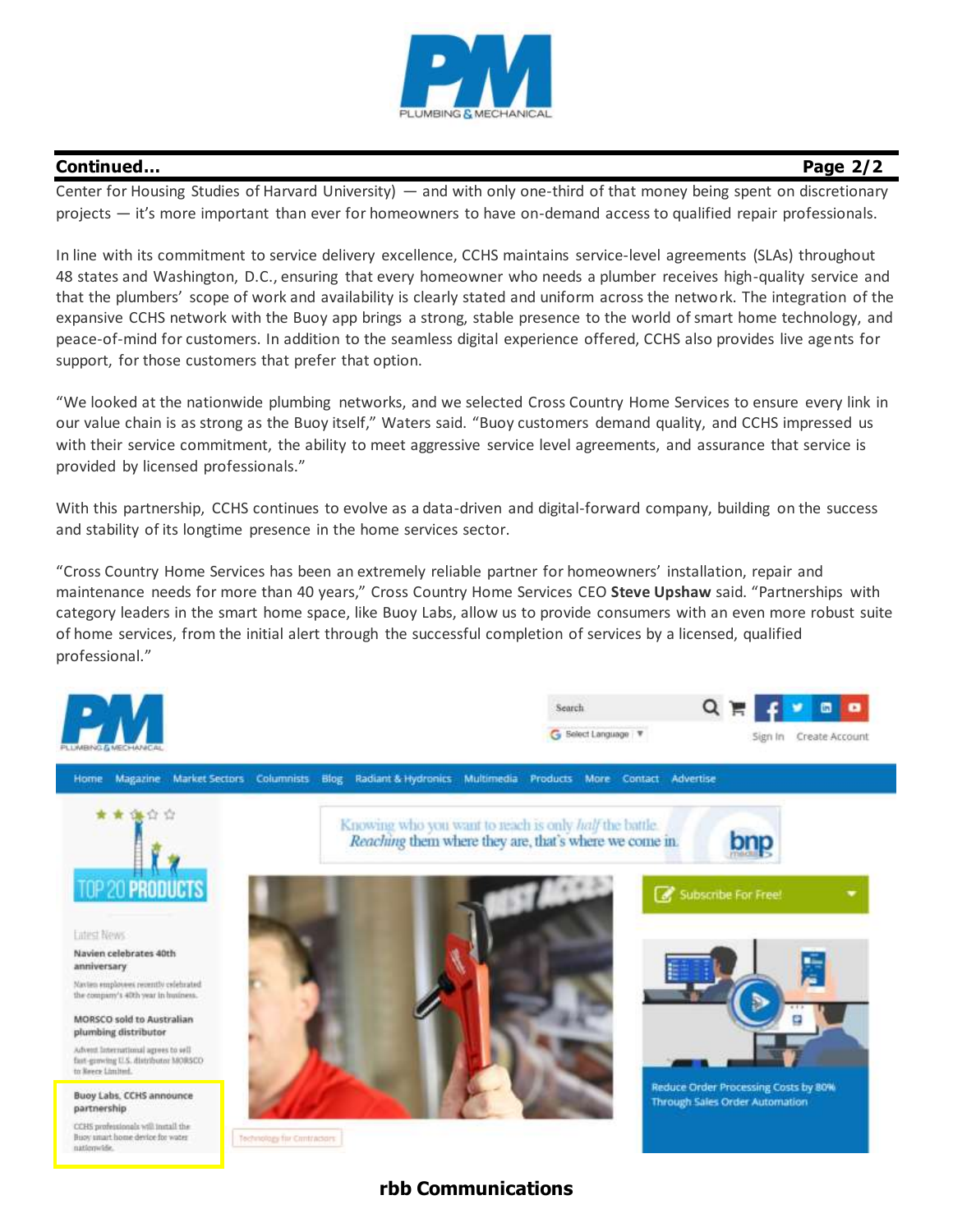**Continued…**

Center for Housing Studies of Harvard University) — and with only one-third of that money being spent on discretionary projects — it's more important than ever for homeowners to have on-demand access to qualified repair professionals.

In line with its commitment to service delivery excellence, CCHS maintains service-level agreements (SLAs) throughout 48 states and Washington, D.C., ensuring that every homeowner who needs a plumber receives high-quality service and that the plumbers' scope of work and availability is clearly stated and uniform across the network. The integration of the expansive CCHS network with the Buoy app brings a strong, stable presence to the world of smart home technology, and peace-of-mind for customers. In addition to the seamless digital experience offered, CCHS also provides live agents for support, for those customers that prefer that option.

"We looked at the nationwide plumbing networks, and we selected Cross Country Home Services to ensure every link in our value chain is as strong as the Buoy itself," Waters said. "Buoy customers demand quality, and CCHS impressed us with their service commitment, the ability to meet aggressive service level agreements, and assurance that service is provided by licensed professionals."

With this partnership, CCHS continues to evolve as a data-driven and digital-forward company, building on the success and stability of its longtime presence in the home services sector.

"Cross Country Home Services has been an extremely reliable partner for homeowners' installation, repair and maintenance needs for more than 40 years," Cross Country Home Services CEO **Steve Upshaw** said. "Partnerships with category leaders in the smart home space, like Buoy Labs, allow us to provide consumers with an even more robust suite of home services, from the initial alert through the successful completion of services by a licensed, qualified professional."

Home Magazine Market Sectors Columnists Blog Radiant & Hydronics Multimedia Products More Contact Advertise

Latest News

**Navien celebrates 40th anniversary**

Navien employees recently celebrated the company's 40th year in business.

**MORSCO sold to Australian plumbing distributor**

Advent International agrees to sell fast-growing U.S. distributor MORSCO to Reece Limited.

**Buoy Labs, CCHS announce partnership**

CCHS professionals will install the Buoy smart home device for water nationwide.

**rbb Communications**